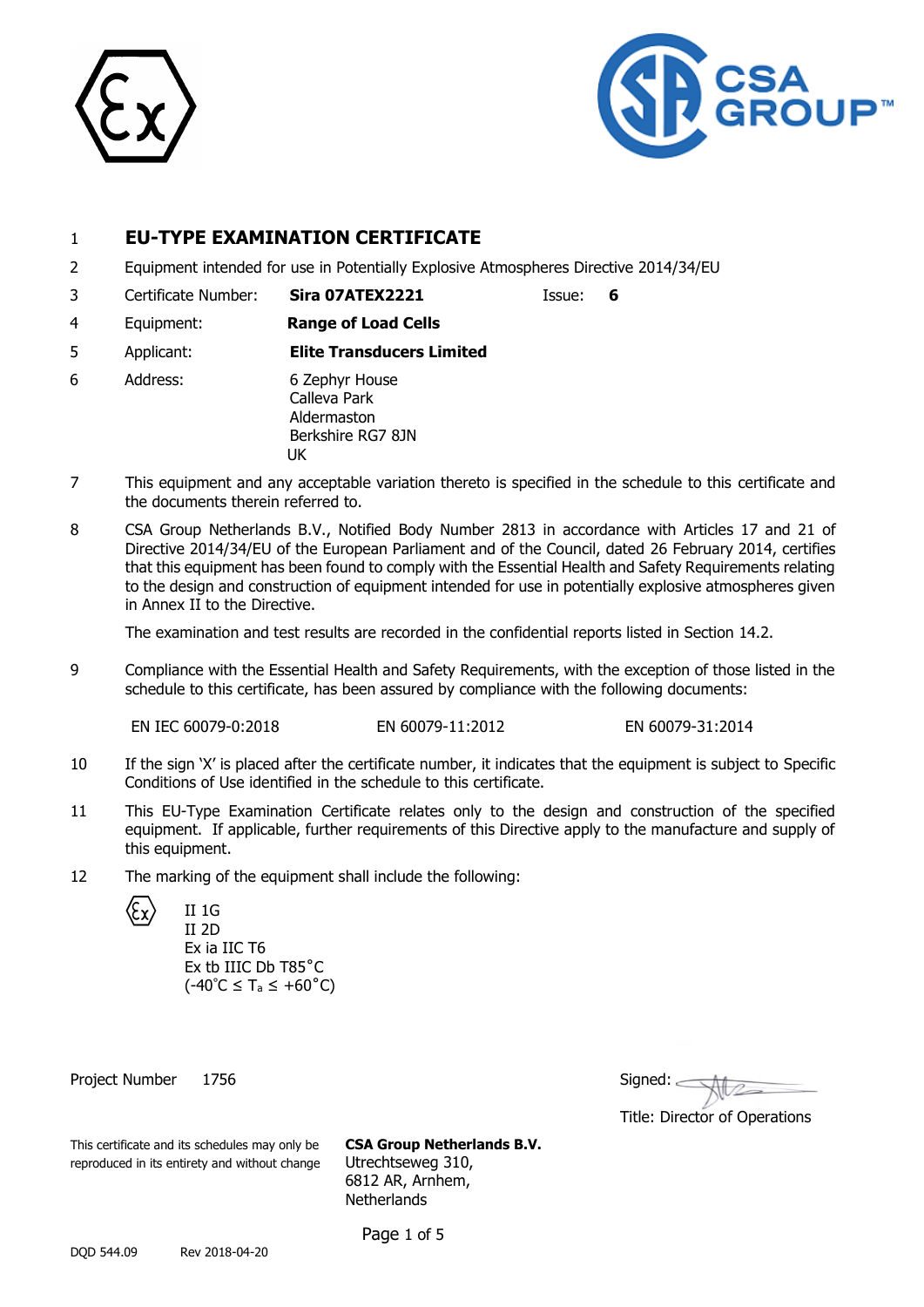1 **EU-TYPE EXAMINATION CERTIFICATE**

2 Equipment intended for use in Potentially Explosive Atmospheres Directive 2014/34/EU

3 Certificate Number: **Sira 07ATEX2221** Issue: **6**

4 Equipment: **Range of Load Cells**

5 Applicant: **Elite Transducers Limited**

6 Address: 6 Zephyr House
Calleva Park
Aldermaston
Berkshire RG7 8JN
UK

7 This equipment and any acceptable variation thereto is specified in the schedule to this certificate and the documents therein referred to.

8 CSA Group Netherlands B.V., Notified Body Number 2813 in accordance with Articles 17 and 21 of Directive 2014/34/EU of the European Parliament and of the Council, dated 26 February 2014, certifies that this equipment has been found to comply with the Essential Health and Safety Requirements relating to the design and construction of equipment intended for use in potentially explosive atmospheres given in Annex II to the Directive.

The examination and test results are recorded in the confidential reports listed in Section 14.2.

9 Compliance with the Essential Health and Safety Requirements, with the exception of those listed in the schedule to this certificate, has been assured by compliance with the following documents:

EN IEC 60079-0:2018 EN 60079-11:2012 EN 60079-31:2014

10 If the sign 'X' is placed after the certificate number, it indicates that the equipment is subject to Specific Conditions of Use identified in the schedule to this certificate.

11 This EU-Type Examination Certificate relates only to the design and construction of the specified equipment. If applicable, further requirements of this Directive apply to the manufacture and supply of this equipment.

12 The marking of the equipment shall include the following:

II 1G
II 2D
Ex ia IIC T6
Ex tb IIIC Db T85°C
(-40°C ≤ $T_a$ ≤ +60°C)

Project Number 1756

Signed:

Title: Director of Operations

This certificate and its schedules may only be reproduced in its entirety and without change

**CSA Group Netherlands B.V.**
Utrechtseweg 310,
6812 AR, Arnhem,
Netherlands

DQD 544.09 Rev 2018-04-20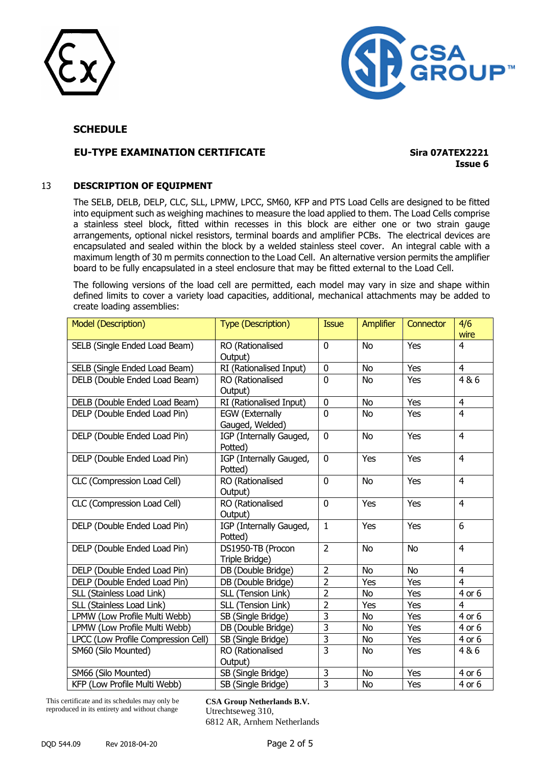## SCHEDULE

**EU-TYPE EXAMINATION CERTIFICATE** **Sira 07ATEX2221**
**Issue 6**

### 13 DESCRIPTION OF EQUIPMENT

The SELB, DELB, DELP, CLC, SLL, LPMW, LPCC, SM60, KFP and PTS Load Cells are designed to be fitted into equipment such as weighing machines to measure the load applied to them. The Load Cells comprise a stainless steel block, fitted within recesses in this block are either one or two strain gauge arrangements, optional nickel resistors, terminal boards and amplifier PCBs. The electrical devices are encapsulated and sealed within the block by a welded stainless steel cover. An integral cable with a maximum length of 30 m permits connection to the Load Cell. An alternative version permits the amplifier board to be fully encapsulated in a steel enclosure that may be fitted external to the Load Cell.

The following versions of the load cell are permitted, each model may vary in size and shape within defined limits to cover a variety load capacities, additional, mechanical attachments may be added to create loading assemblies:

| Model (Description) | Type (Description) | Issue | Amplifier | Connector | 4/6 wire |
|---|---|---|---|---|---|
| SELB (Single Ended Load Beam) | RO (Rationalised Output) | 0 | No | Yes | 4 |
| SELB (Single Ended Load Beam) | RI (Rationalised Input) | 0 | No | Yes | 4 |
| DELB (Double Ended Load Beam) | RO (Rationalised Output) | 0 | No | Yes | 4 & 6 |
| DELB (Double Ended Load Beam) | RI (Rationalised Input) | 0 | No | Yes | 4 |
| DELP (Double Ended Load Pin) | EGW (Externally Gauged, Welded) | 0 | No | Yes | 4 |
| DELP (Double Ended Load Pin) | IGP (Internally Gauged, Potted) | 0 | No | Yes | 4 |
| DELP (Double Ended Load Pin) | IGP (Internally Gauged, Potted) | 0 | Yes | Yes | 4 |
| CLC (Compression Load Cell) | RO (Rationalised Output) | 0 | No | Yes | 4 |
| CLC (Compression Load Cell) | RO (Rationalised Output) | 0 | Yes | Yes | 4 |
| DELP (Double Ended Load Pin) | IGP (Internally Gauged, Potted) | 1 | Yes | Yes | 6 |
| DELP (Double Ended Load Pin) | DS1950-TB (Procon Triple Bridge) | 2 | No | No | 4 |
| DELP (Double Ended Load Pin) | DB (Double Bridge) | 2 | No | No | 4 |
| DELP (Double Ended Load Pin) | DB (Double Bridge) | 2 | Yes | Yes | 4 |
| SLL (Stainless Load Link) | SLL (Tension Link) | 2 | No | Yes | 4 or 6 |
| SLL (Stainless Load Link) | SLL (Tension Link) | 2 | Yes | Yes | 4 |
| LPMW (Low Profile Multi Webb) | SB (Single Bridge) | 3 | No | Yes | 4 or 6 |
| LPMW (Low Profile Multi Webb) | DB (Double Bridge) | 3 | No | Yes | 4 or 6 |
| LPCC (Low Profile Compression Cell) | SB (Single Bridge) | 3 | No | Yes | 4 or 6 |
| SM60 (Silo Mounted) | RO (Rationalised Output) | 3 | No | Yes | 4 & 6 |
| SM66 (Silo Mounted) | SB (Single Bridge) | 3 | No | Yes | 4 or 6 |
| KFP (Low Profile Multi Webb) | SB (Single Bridge) | 3 | No | Yes | 4 or 6 |

This certificate and its schedules may only be reproduced in its entirety and without change

**CSA Group Netherlands B.V.**
Utrechtseweg 310,
6812 AR, Arnhem Netherlands

DQD 544.09 Rev 2018-04-20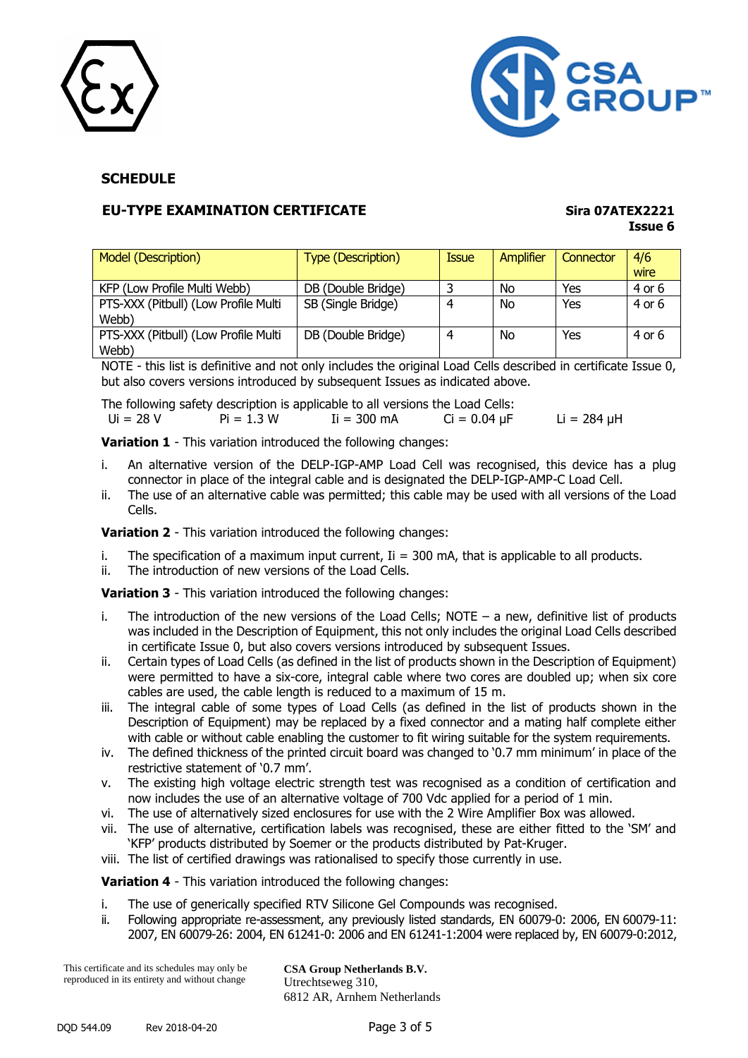## SCHEDULE

**EU-TYPE EXAMINATION CERTIFICATE** **Sira 07ATEX2221**
**Issue 6**

| Model (Description) | Type (Description) | Issue | Amplifier | Connector | 4/6 wire |
|---|---|---|---|---|---|
| KFP (Low Profile Multi Webb) | DB (Double Bridge) | 3 | No | Yes | 4 or 6 |
| PTS-XXX (Pitbull) (Low Profile Multi Webb) | SB (Single Bridge) | 4 | No | Yes | 4 or 6 |
| PTS-XXX (Pitbull) (Low Profile Multi Webb) | DB (Double Bridge) | 4 | No | Yes | 4 or 6 |

NOTE - this list is definitive and not only includes the original Load Cells described in certificate Issue 0, but also covers versions introduced by subsequent Issues as indicated above.

The following safety description is applicable to all versions the Load Cells:

$U_i$ = 28 V $P_i$ = 1.3 W $I_i$ = 300 mA $C_i$ = 0.04 μF $L_i$ = 284 μH

**Variation 1** - This variation introduced the following changes:

i. An alternative version of the DELP-IGP-AMP Load Cell was recognised, this device has a plug connector in place of the integral cable and is designated the DELP-IGP-AMP-C Load Cell.
ii. The use of an alternative cable was permitted; this cable may be used with all versions of the Load Cells.

**Variation 2** - This variation introduced the following changes:

i. The specification of a maximum input current, $I_i$ = 300 mA, that is applicable to all products.
ii. The introduction of new versions of the Load Cells.

**Variation 3** - This variation introduced the following changes:

i. The introduction of the new versions of the Load Cells; NOTE – a new, definitive list of products was included in the Description of Equipment, this not only includes the original Load Cells described in certificate Issue 0, but also covers versions introduced by subsequent Issues.
ii. Certain types of Load Cells (as defined in the list of products shown in the Description of Equipment) were permitted to have a six-core, integral cable where two cores are doubled up; when six core cables are used, the cable length is reduced to a maximum of 15 m.
iii. The integral cable of some types of Load Cells (as defined in the list of products shown in the Description of Equipment) may be replaced by a fixed connector and a mating half complete either with cable or without cable enabling the customer to fit wiring suitable for the system requirements.
iv. The defined thickness of the printed circuit board was changed to '0.7 mm minimum' in place of the restrictive statement of '0.7 mm'.
v. The existing high voltage electric strength test was recognised as a condition of certification and now includes the use of an alternative voltage of 700 Vdc applied for a period of 1 min.
vi. The use of alternatively sized enclosures for use with the 2 Wire Amplifier Box was allowed.
vii. The use of alternative, certification labels was recognised, these are either fitted to the 'SM' and 'KFP' products distributed by Soemer or the products distributed by Pat-Kruger.
viii. The list of certified drawings was rationalised to specify those currently in use.

**Variation 4** - This variation introduced the following changes:

i. The use of generically specified RTV Silicone Gel Compounds was recognised.
ii. Following appropriate re-assessment, any previously listed standards, EN 60079-0: 2006, EN 60079-11: 2007, EN 60079-26: 2004, EN 61241-0: 2006 and EN 61241-1:2004 were replaced by, EN 60079-0:2012,

This certificate and its schedules may only be reproduced in its entirety and without change

**CSA Group Netherlands B.V.**
Utrechtseweg 310,
6812 AR, Arnhem Netherlands

DQD 544.09 Rev 2018-04-20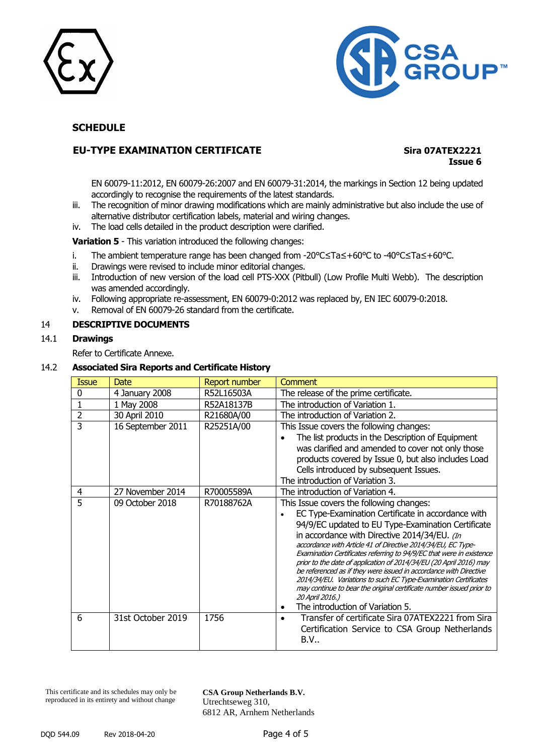## SCHEDULE

**EU-TYPE EXAMINATION CERTIFICATE** **Sira 07ATEX2221**
**Issue 6**

EN 60079-11:2012, EN 60079-26:2007 and EN 60079-31:2014, the markings in Section 12 being updated accordingly to recognise the requirements of the latest standards.

iii. The recognition of minor drawing modifications which are mainly administrative but also include the use of alternative distributor certification labels, material and wiring changes.

iv. The load cells detailed in the product description were clarified.

**Variation 5** - This variation introduced the following changes:

i. The ambient temperature range has been changed from -20°C≤Ta≤+60°C to -40°C≤Ta≤+60°C.

ii. Drawings were revised to include minor editorial changes.

iii. Introduction of new version of the load cell PTS-XXX (Pitbull) (Low Profile Multi Webb). The description was amended accordingly.

iv. Following appropriate re-assessment, EN 60079-0:2012 was replaced by, EN IEC 60079-0:2018.

v. Removal of EN 60079-26 standard from the certificate.

## 14 DESCRIPTIVE DOCUMENTS

### 14.1 Drawings

Refer to Certificate Annexe.

### 14.2 Associated Sira Reports and Certificate History

| Issue | Date | Report number | Comment |
|---|---|---|---|
| 0 | 4 January 2008 | R52L16503A | The release of the prime certificate. |
| 1 | 1 May 2008 | R52A18137B | The introduction of Variation 1. |
| 2 | 30 April 2010 | R21680A/00 | The introduction of Variation 2. |
| 3 | 16 September 2011 | R25251A/00 | This Issue covers the following changes:<br>• The list products in the Description of Equipment was clarified and amended to cover not only those products covered by Issue 0, but also includes Load Cells introduced by subsequent Issues.<br>The introduction of Variation 3. |
| 4 | 27 November 2014 | R70005589A | The introduction of Variation 4. |
| 5 | 09 October 2018 | R70188762A | This Issue covers the following changes:<br>• EC Type-Examination Certificate in accordance with 94/9/EC updated to EU Type-Examination Certificate in accordance with Directive 2014/34/EU. *(In accordance with Article 41 of Directive 2014/34/EU, EC Type-Examination Certificates referring to 94/9/EC that were in existence prior to the date of application of 2014/34/EU (20 April 2016) may be referenced as if they were issued in accordance with Directive 2014/34/EU. Variations to such EC Type-Examination Certificates may continue to bear the original certificate number issued prior to 20 April 2016.)*<br>• The introduction of Variation 5. |
| 6 | 31st October 2019 | 1756 | • Transfer of certificate Sira 07ATEX2221 from Sira Certification Service to CSA Group Netherlands B.V.. |

This certificate and its schedules may only be reproduced in its entirety and without change

**CSA Group Netherlands B.V.**
Utrechtseweg 310,
6812 AR, Arnhem Netherlands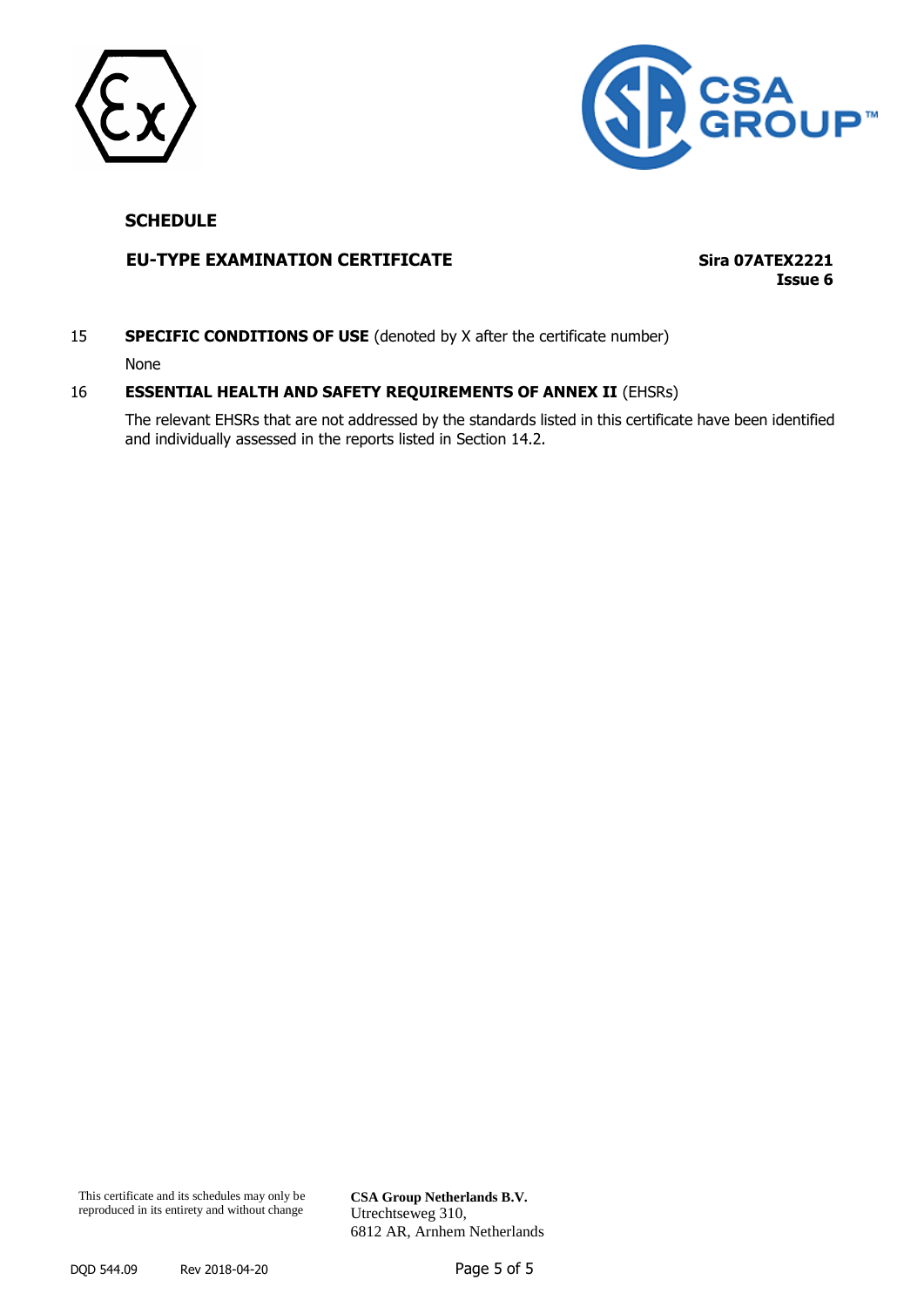## SCHEDULE

**EU-TYPE EXAMINATION CERTIFICATE**

**Sira 07ATEX2221**
**Issue 6**

15 **SPECIFIC CONDITIONS OF USE** (denoted by X after the certificate number)

None

16 **ESSENTIAL HEALTH AND SAFETY REQUIREMENTS OF ANNEX II** (EHSRs)

The relevant EHSRs that are not addressed by the standards listed in this certificate have been identified and individually assessed in the reports listed in Section 14.2.

This certificate and its schedules may only be reproduced in its entirety and without change

**CSA Group Netherlands B.V.**
Utrechtseweg 310,
6812 AR, Arnhem Netherlands

DQD 544.09 Rev 2018-04-20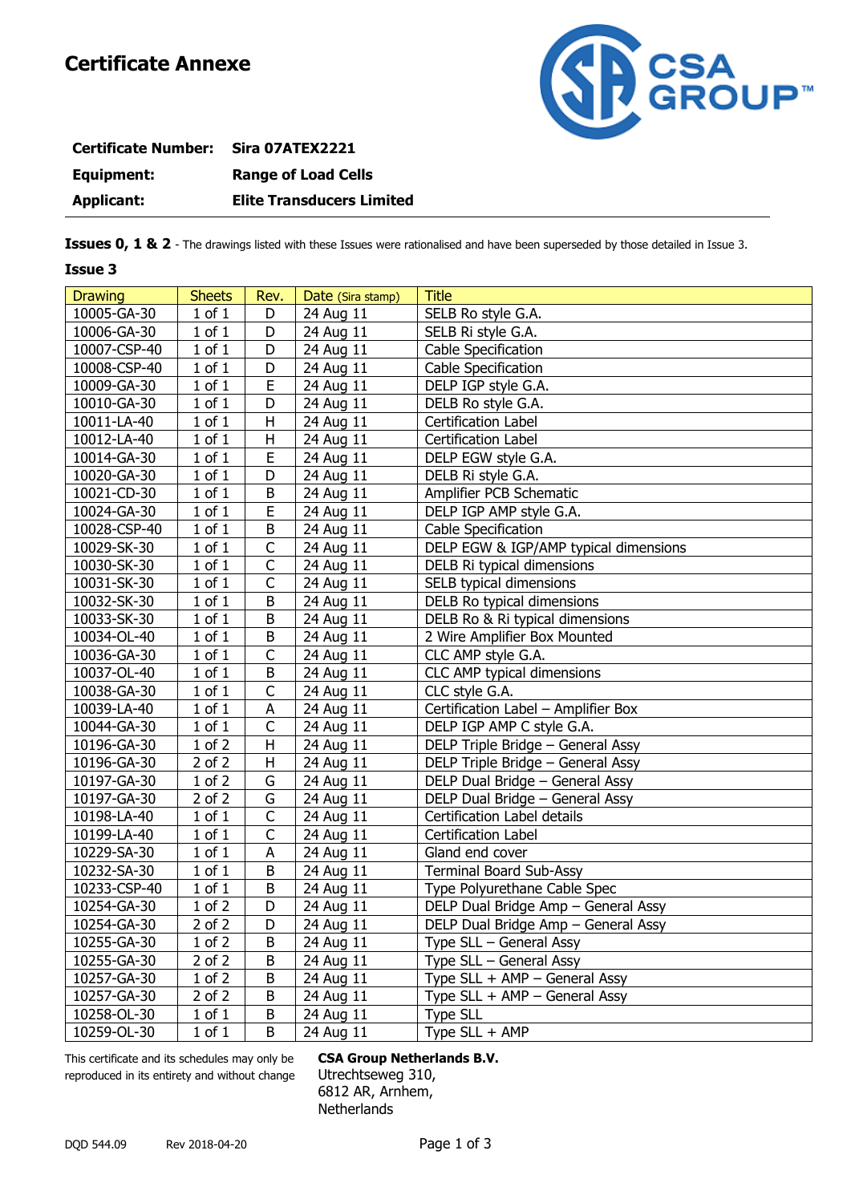# Certificate Annexe

| | |
|---|---|
| **Certificate Number:** | **Sira 07ATEX2221** |
| **Equipment:** | **Range of Load Cells** |
| **Applicant:** | **Elite Transducers Limited** |

**Issues 0, 1 & 2** - The drawings listed with these Issues were rationalised and have been superseded by those detailed in Issue 3.

**Issue 3**

| Drawing | Sheets | Rev. | Date (Sira stamp) | Title |
|---|---|---|---|---|
| 10005-GA-30 | 1 of 1 | D | 24 Aug 11 | SELB Ro style G.A. |
| 10006-GA-30 | 1 of 1 | D | 24 Aug 11 | SELB Ri style G.A. |
| 10007-CSP-40 | 1 of 1 | D | 24 Aug 11 | Cable Specification |
| 10008-CSP-40 | 1 of 1 | D | 24 Aug 11 | Cable Specification |
| 10009-GA-30 | 1 of 1 | E | 24 Aug 11 | DELP IGP style G.A. |
| 10010-GA-30 | 1 of 1 | D | 24 Aug 11 | DELB Ro style G.A. |
| 10011-LA-40 | 1 of 1 | H | 24 Aug 11 | Certification Label |
| 10012-LA-40 | 1 of 1 | H | 24 Aug 11 | Certification Label |
| 10014-GA-30 | 1 of 1 | E | 24 Aug 11 | DELP EGW style G.A. |
| 10020-GA-30 | 1 of 1 | D | 24 Aug 11 | DELB Ri style G.A. |
| 10021-CD-30 | 1 of 1 | B | 24 Aug 11 | Amplifier PCB Schematic |
| 10024-GA-30 | 1 of 1 | E | 24 Aug 11 | DELP IGP AMP style G.A. |
| 10028-CSP-40 | 1 of 1 | B | 24 Aug 11 | Cable Specification |
| 10029-SK-30 | 1 of 1 | C | 24 Aug 11 | DELP EGW & IGP/AMP typical dimensions |
| 10030-SK-30 | 1 of 1 | C | 24 Aug 11 | DELB Ri typical dimensions |
| 10031-SK-30 | 1 of 1 | C | 24 Aug 11 | SELB typical dimensions |
| 10032-SK-30 | 1 of 1 | B | 24 Aug 11 | DELB Ro typical dimensions |
| 10033-SK-30 | 1 of 1 | B | 24 Aug 11 | DELB Ro & Ri typical dimensions |
| 10034-OL-40 | 1 of 1 | B | 24 Aug 11 | 2 Wire Amplifier Box Mounted |
| 10036-GA-30 | 1 of 1 | C | 24 Aug 11 | CLC AMP style G.A. |
| 10037-OL-40 | 1 of 1 | B | 24 Aug 11 | CLC AMP typical dimensions |
| 10038-GA-30 | 1 of 1 | C | 24 Aug 11 | CLC style G.A. |
| 10039-LA-40 | 1 of 1 | A | 24 Aug 11 | Certification Label – Amplifier Box |
| 10044-GA-30 | 1 of 1 | C | 24 Aug 11 | DELP IGP AMP C style G.A. |
| 10196-GA-30 | 1 of 2 | H | 24 Aug 11 | DELP Triple Bridge – General Assy |
| 10196-GA-30 | 2 of 2 | H | 24 Aug 11 | DELP Triple Bridge – General Assy |
| 10197-GA-30 | 1 of 2 | G | 24 Aug 11 | DELP Dual Bridge – General Assy |
| 10197-GA-30 | 2 of 2 | G | 24 Aug 11 | DELP Dual Bridge – General Assy |
| 10198-LA-40 | 1 of 1 | C | 24 Aug 11 | Certification Label details |
| 10199-LA-40 | 1 of 1 | C | 24 Aug 11 | Certification Label |
| 10229-SA-30 | 1 of 1 | A | 24 Aug 11 | Gland end cover |
| 10232-SA-30 | 1 of 1 | B | 24 Aug 11 | Terminal Board Sub-Assy |
| 10233-CSP-40 | 1 of 1 | B | 24 Aug 11 | Type Polyurethane Cable Spec |
| 10254-GA-30 | 1 of 2 | D | 24 Aug 11 | DELP Dual Bridge Amp – General Assy |
| 10254-GA-30 | 2 of 2 | D | 24 Aug 11 | DELP Dual Bridge Amp – General Assy |
| 10255-GA-30 | 1 of 2 | B | 24 Aug 11 | Type SLL – General Assy |
| 10255-GA-30 | 2 of 2 | B | 24 Aug 11 | Type SLL – General Assy |
| 10257-GA-30 | 1 of 2 | B | 24 Aug 11 | Type SLL + AMP – General Assy |
| 10257-GA-30 | 2 of 2 | B | 24 Aug 11 | Type SLL + AMP – General Assy |
| 10258-OL-30 | 1 of 1 | B | 24 Aug 11 | Type SLL |
| 10259-OL-30 | 1 of 1 | B | 24 Aug 11 | Type SLL + AMP |

This certificate and its schedules may only be reproduced in its entirety and without change

**CSA Group Netherlands B.V.**
Utrechtseweg 310,
6812 AR, Arnhem,
Netherlands

DQD 544.09 Rev 2018-04-20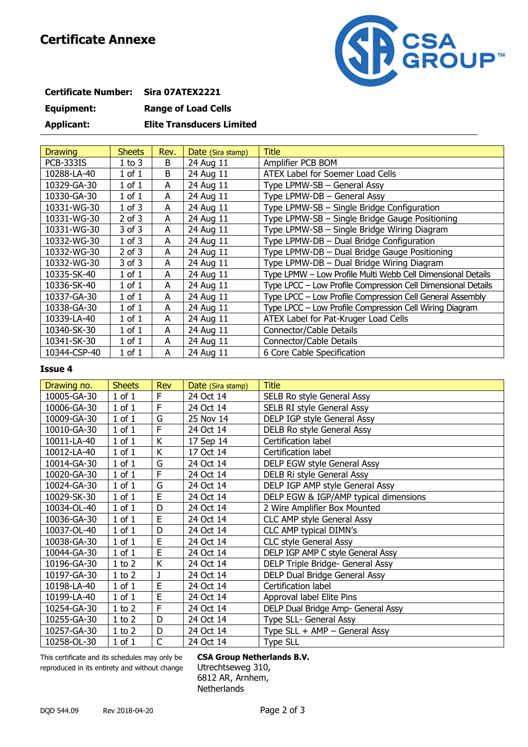# Certificate Annexe

**Certificate Number:** **Sira 07ATEX2221**

**Equipment:** **Range of Load Cells**

**Applicant:** **Elite Transducers Limited**

| Drawing | Sheets | Rev. | Date (Sira stamp) | Title |
|---|---|---|---|---|
| PCB-333IS | 1 to 3 | B | 24 Aug 11 | Amplifier PCB BOM |
| 10288-LA-40 | 1 of 1 | B | 24 Aug 11 | ATEX Label for Soemer Load Cells |
| 10329-GA-30 | 1 of 1 | A | 24 Aug 11 | Type LPMW-SB – General Assy |
| 10330-GA-30 | 1 of 1 | A | 24 Aug 11 | Type LPMW-DB – General Assy |
| 10331-WG-30 | 1 of 3 | A | 24 Aug 11 | Type LPMW-SB – Single Bridge Configuration |
| 10331-WG-30 | 2 of 3 | A | 24 Aug 11 | Type LPMW-SB – Single Bridge Gauge Positioning |
| 10331-WG-30 | 3 of 3 | A | 24 Aug 11 | Type LPMW-SB – Single Bridge Wiring Diagram |
| 10332-WG-30 | 1 of 3 | A | 24 Aug 11 | Type LPMW-DB – Dual Bridge Configuration |
| 10332-WG-30 | 2 of 3 | A | 24 Aug 11 | Type LPMW-DB – Dual Bridge Gauge Positioning |
| 10332-WG-30 | 3 of 3 | A | 24 Aug 11 | Type LPMW-DB – Dual Bridge Wiring Diagram |
| 10335-SK-40 | 1 of 1 | A | 24 Aug 11 | Type LPMW – Low Profile Multi Webb Cell Dimensional Details |
| 10336-SK-40 | 1 of 1 | A | 24 Aug 11 | Type LPCC – Low Profile Compression Cell Dimensional Details |
| 10337-GA-30 | 1 of 1 | A | 24 Aug 11 | Type LPCC – Low Profile Compression Cell General Assembly |
| 10338-GA-30 | 1 of 1 | A | 24 Aug 11 | Type LPCC – Low Profile Compression Cell Wiring Diagram |
| 10339-LA-40 | 1 of 1 | A | 24 Aug 11 | ATEX Label for Pat-Kruger Load Cells |
| 10340-SK-30 | 1 of 1 | A | 24 Aug 11 | Connector/Cable Details |
| 10341-SK-30 | 1 of 1 | A | 24 Aug 11 | Connector/Cable Details |
| 10344-CSP-40 | 1 of 1 | A | 24 Aug 11 | 6 Core Cable Specification |

**Issue 4**

| Drawing no. | Sheets | Rev | Date (Sira stamp) | Title |
|---|---|---|---|---|
| 10005-GA-30 | 1 of 1 | F | 24 Oct 14 | SELB Ro style General Assy |
| 10006-GA-30 | 1 of 1 | F | 24 Oct 14 | SELB RI style General Assy |
| 10009-GA-30 | 1 of 1 | G | 25 Nov 14 | DELP IGP style General Assy |
| 10010-GA-30 | 1 of 1 | F | 24 Oct 14 | DELB Ro style General Assy |
| 10011-LA-40 | 1 of 1 | K | 17 Sep 14 | Certification label |
| 10012-LA-40 | 1 of 1 | K | 17 Oct 14 | Certification label |
| 10014-GA-30 | 1 of 1 | G | 24 Oct 14 | DELP EGW style General Assy |
| 10020-GA-30 | 1 of 1 | F | 24 Oct 14 | DELB Ri style General Assy |
| 10024-GA-30 | 1 of 1 | G | 24 Oct 14 | DELP IGP AMP style General Assy |
| 10029-SK-30 | 1 of 1 | E | 24 Oct 14 | DELP EGW & IGP/AMP typical dimensions |
| 10034-OL-40 | 1 of 1 | D | 24 Oct 14 | 2 Wire Amplifier Box Mounted |
| 10036-GA-30 | 1 of 1 | E | 24 Oct 14 | CLC AMP style General Assy |
| 10037-OL-40 | 1 of 1 | D | 24 Oct 14 | CLC AMP typical DIMN's |
| 10038-GA-30 | 1 of 1 | E | 24 Oct 14 | CLC style General Assy |
| 10044-GA-30 | 1 of 1 | E | 24 Oct 14 | DELP IGP AMP C style General Assy |
| 10196-GA-30 | 1 to 2 | K | 24 Oct 14 | DELP Triple Bridge- General Assy |
| 10197-GA-30 | 1 to 2 | J | 24 Oct 14 | DELP Dual Bridge General Assy |
| 10198-LA-40 | 1 of 1 | E | 24 Oct 14 | Certification label |
| 10199-LA-40 | 1 of 1 | E | 24 Oct 14 | Approval label Elite Pins |
| 10254-GA-30 | 1 to 2 | F | 24 Oct 14 | DELP Dual Bridge Amp- General Assy |
| 10255-GA-30 | 1 to 2 | D | 24 Oct 14 | Type SLL- General Assy |
| 10257-GA-30 | 1 to 2 | D | 24 Oct 14 | Type SLL + AMP – General Assy |
| 10258-OL-30 | 1 of 1 | C | 24 Oct 14 | Type SLL |

This certificate and its schedules may only be reproduced in its entirety and without change

**CSA Group Netherlands B.V.**
Utrechtseweg 310,
6812 AR, Arnhem,
Netherlands

DQD 544.09 Rev 2018-04-20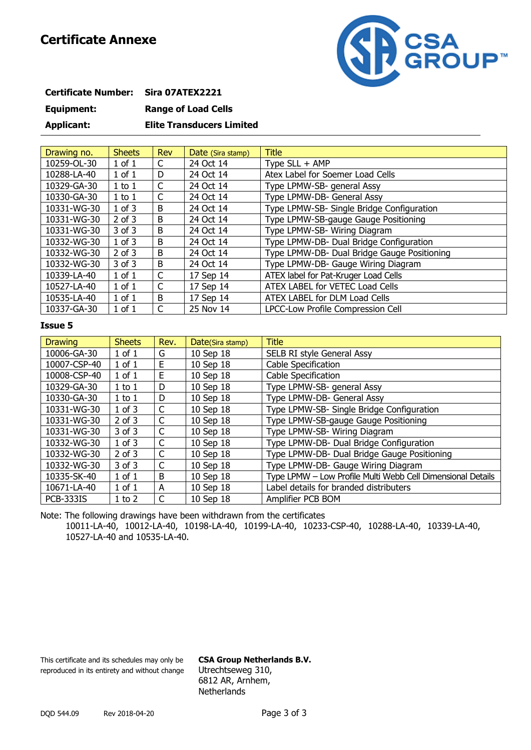# Certificate Annexe

**Certificate Number:** **Sira 07ATEX2221**

**Equipment:** **Range of Load Cells**

**Applicant:** **Elite Transducers Limited**

| Drawing no. | Sheets | Rev | Date (Sira stamp) | Title |
|---|---|---|---|---|
| 10259-OL-30 | 1 of 1 | C | 24 Oct 14 | Type SLL + AMP |
| 10288-LA-40 | 1 of 1 | D | 24 Oct 14 | Atex Label for Soemer Load Cells |
| 10329-GA-30 | 1 to 1 | C | 24 Oct 14 | Type LPMW-SB- general Assy |
| 10330-GA-30 | 1 to 1 | C | 24 Oct 14 | Type LPMW-DB- General Assy |
| 10331-WG-30 | 1 of 3 | B | 24 Oct 14 | Type LPMW-SB- Single Bridge Configuration |
| 10331-WG-30 | 2 of 3 | B | 24 Oct 14 | Type LPMW-SB-gauge Gauge Positioning |
| 10331-WG-30 | 3 of 3 | B | 24 Oct 14 | Type LPMW-SB- Wiring Diagram |
| 10332-WG-30 | 1 of 3 | B | 24 Oct 14 | Type LPMW-DB- Dual Bridge Configuration |
| 10332-WG-30 | 2 of 3 | B | 24 Oct 14 | Type LPMW-DB- Dual Bridge Gauge Positioning |
| 10332-WG-30 | 3 of 3 | B | 24 Oct 14 | Type LPMW-DB- Gauge Wiring Diagram |
| 10339-LA-40 | 1 of 1 | C | 17 Sep 14 | ATEX label for Pat-Kruger Load Cells |
| 10527-LA-40 | 1 of 1 | C | 17 Sep 14 | ATEX LABEL for VETEC Load Cells |
| 10535-LA-40 | 1 of 1 | B | 17 Sep 14 | ATEX LABEL for DLM Load Cells |
| 10337-GA-30 | 1 of 1 | C | 25 Nov 14 | LPCC-Low Profile Compression Cell |

**Issue 5**

| Drawing | Sheets | Rev. | Date(Sira stamp) | Title |
|---|---|---|---|---|
| 10006-GA-30 | 1 of 1 | G | 10 Sep 18 | SELB RI style General Assy |
| 10007-CSP-40 | 1 of 1 | E | 10 Sep 18 | Cable Specification |
| 10008-CSP-40 | 1 of 1 | E | 10 Sep 18 | Cable Specification |
| 10329-GA-30 | 1 to 1 | D | 10 Sep 18 | Type LPMW-SB- general Assy |
| 10330-GA-30 | 1 to 1 | D | 10 Sep 18 | Type LPMW-DB- General Assy |
| 10331-WG-30 | 1 of 3 | C | 10 Sep 18 | Type LPMW-SB- Single Bridge Configuration |
| 10331-WG-30 | 2 of 3 | C | 10 Sep 18 | Type LPMW-SB-gauge Gauge Positioning |
| 10331-WG-30 | 3 of 3 | C | 10 Sep 18 | Type LPMW-SB- Wiring Diagram |
| 10332-WG-30 | 1 of 3 | C | 10 Sep 18 | Type LPMW-DB- Dual Bridge Configuration |
| 10332-WG-30 | 2 of 3 | C | 10 Sep 18 | Type LPMW-DB- Dual Bridge Gauge Positioning |
| 10332-WG-30 | 3 of 3 | C | 10 Sep 18 | Type LPMW-DB- Gauge Wiring Diagram |
| 10335-SK-40 | 1 of 1 | B | 10 Sep 18 | Type LPMW – Low Profile Multi Webb Cell Dimensional Details |
| 10671-LA-40 | 1 of 1 | A | 10 Sep 18 | Label details for branded distributers |
| PCB-333IS | 1 to 2 | C | 10 Sep 18 | Amplifier PCB BOM |

Note: The following drawings have been withdrawn from the certificates
10011-LA-40, 10012-LA-40, 10198-LA-40, 10199-LA-40, 10233-CSP-40, 10288-LA-40, 10339-LA-40, 10527-LA-40 and 10535-LA-40.

This certificate and its schedules may only be reproduced in its entirety and without change

**CSA Group Netherlands B.V.**
Utrechtseweg 310,
6812 AR, Arnhem,
Netherlands

DQD 544.09 Rev 2018-04-20